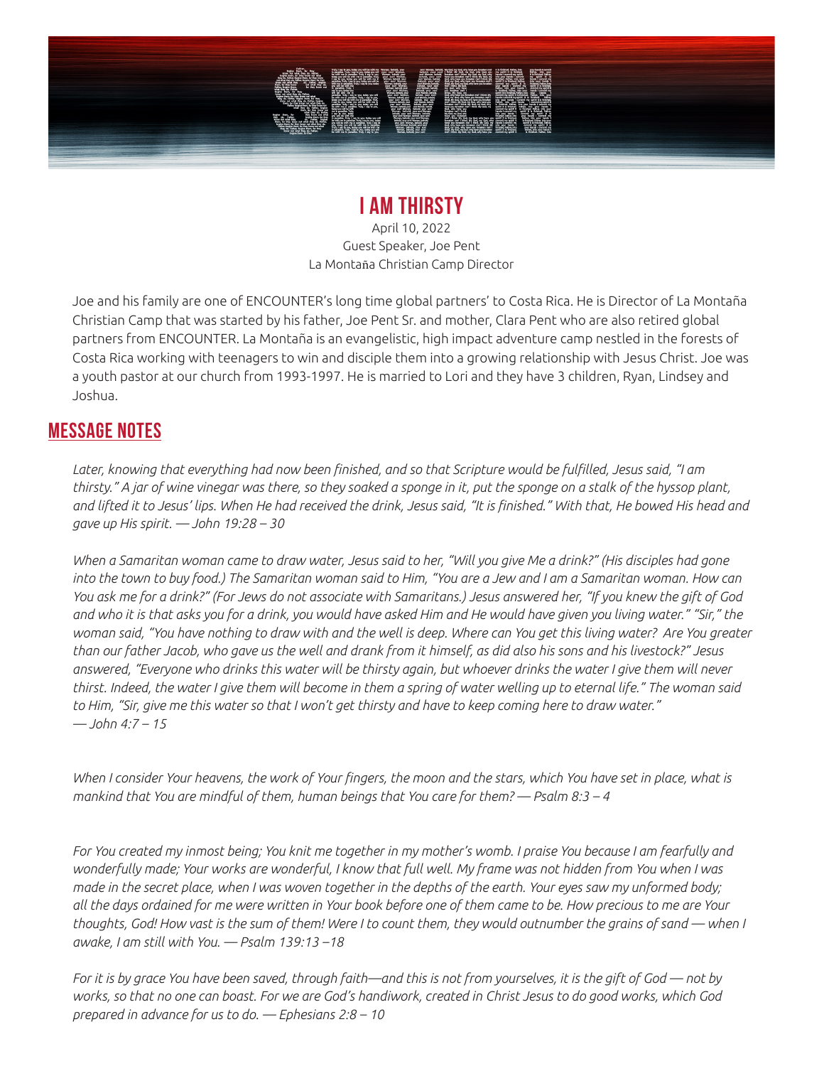# I AM THIRSTY

April 10, 2022
Guest Speaker, Joe Pent
La Montaña Christian Camp Director

Joe and his family are one of ENCOUNTER's long time global partners' to Costa Rica. He is Director of La Montaña Christian Camp that was started by his father, Joe Pent Sr. and mother, Clara Pent who are also retired global partners from ENCOUNTER. La Montaña is an evangelistic, high impact adventure camp nestled in the forests of Costa Rica working with teenagers to win and disciple them into a growing relationship with Jesus Christ. Joe was a youth pastor at our church from 1993-1997. He is married to Lori and they have 3 children, Ryan, Lindsey and Joshua.

## MESSAGE NOTES

*Later, knowing that everything had now been finished, and so that Scripture would be fulfilled, Jesus said, "I am thirsty." A jar of wine vinegar was there, so they soaked a sponge in it, put the sponge on a stalk of the hyssop plant, and lifted it to Jesus' lips. When He had received the drink, Jesus said, "It is finished." With that, He bowed His head and gave up His spirit. — John 19:28 – 30*

*When a Samaritan woman came to draw water, Jesus said to her, "Will you give Me a drink?" (His disciples had gone into the town to buy food.) The Samaritan woman said to Him, "You are a Jew and I am a Samaritan woman. How can You ask me for a drink?" (For Jews do not associate with Samaritans.) Jesus answered her, "If you knew the gift of God and who it is that asks you for a drink, you would have asked Him and He would have given you living water." "Sir," the woman said, "You have nothing to draw with and the well is deep. Where can You get this living water? Are You greater than our father Jacob, who gave us the well and drank from it himself, as did also his sons and his livestock?" Jesus answered, "Everyone who drinks this water will be thirsty again, but whoever drinks the water I give them will never thirst. Indeed, the water I give them will become in them a spring of water welling up to eternal life." The woman said to Him, "Sir, give me this water so that I won't get thirsty and have to keep coming here to draw water."
— John 4:7 – 15*

*When I consider Your heavens, the work of Your fingers, the moon and the stars, which You have set in place, what is mankind that You are mindful of them, human beings that You care for them? — Psalm 8:3 – 4*

*For You created my inmost being; You knit me together in my mother's womb. I praise You because I am fearfully and wonderfully made; Your works are wonderful, I know that full well. My frame was not hidden from You when I was made in the secret place, when I was woven together in the depths of the earth. Your eyes saw my unformed body; all the days ordained for me were written in Your book before one of them came to be. How precious to me are Your thoughts, God! How vast is the sum of them! Were I to count them, they would outnumber the grains of sand — when I awake, I am still with You. — Psalm 139:13 –18*

*For it is by grace You have been saved, through faith—and this is not from yourselves, it is the gift of God — not by works, so that no one can boast. For we are God's handiwork, created in Christ Jesus to do good works, which God prepared in advance for us to do. — Ephesians 2:8 – 10*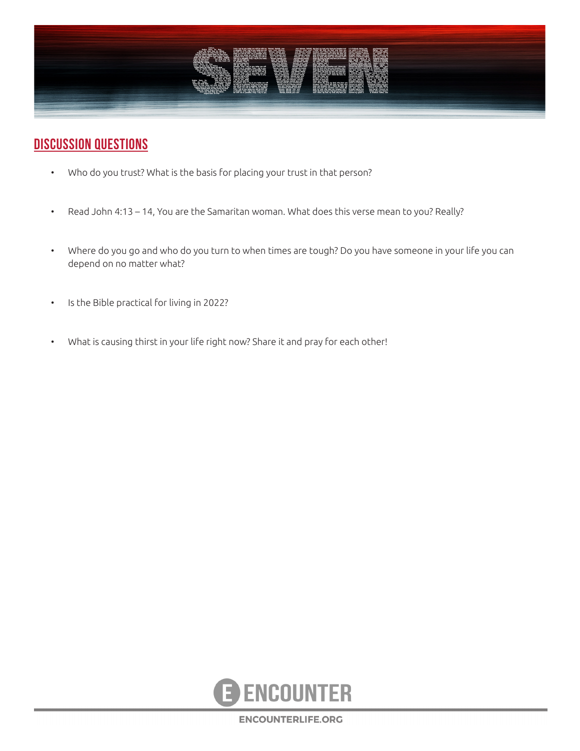## DISCUSSION QUESTIONS

- Who do you trust? What is the basis for placing your trust in that person?
- Read John 4:13 – 14, You are the Samaritan woman. What does this verse mean to you? Really?
- Where do you go and who do you turn to when times are tough? Do you have someone in your life you can depend on no matter what?
- Is the Bible practical for living in 2022?
- What is causing thirst in your life right now? Share it and pray for each other!